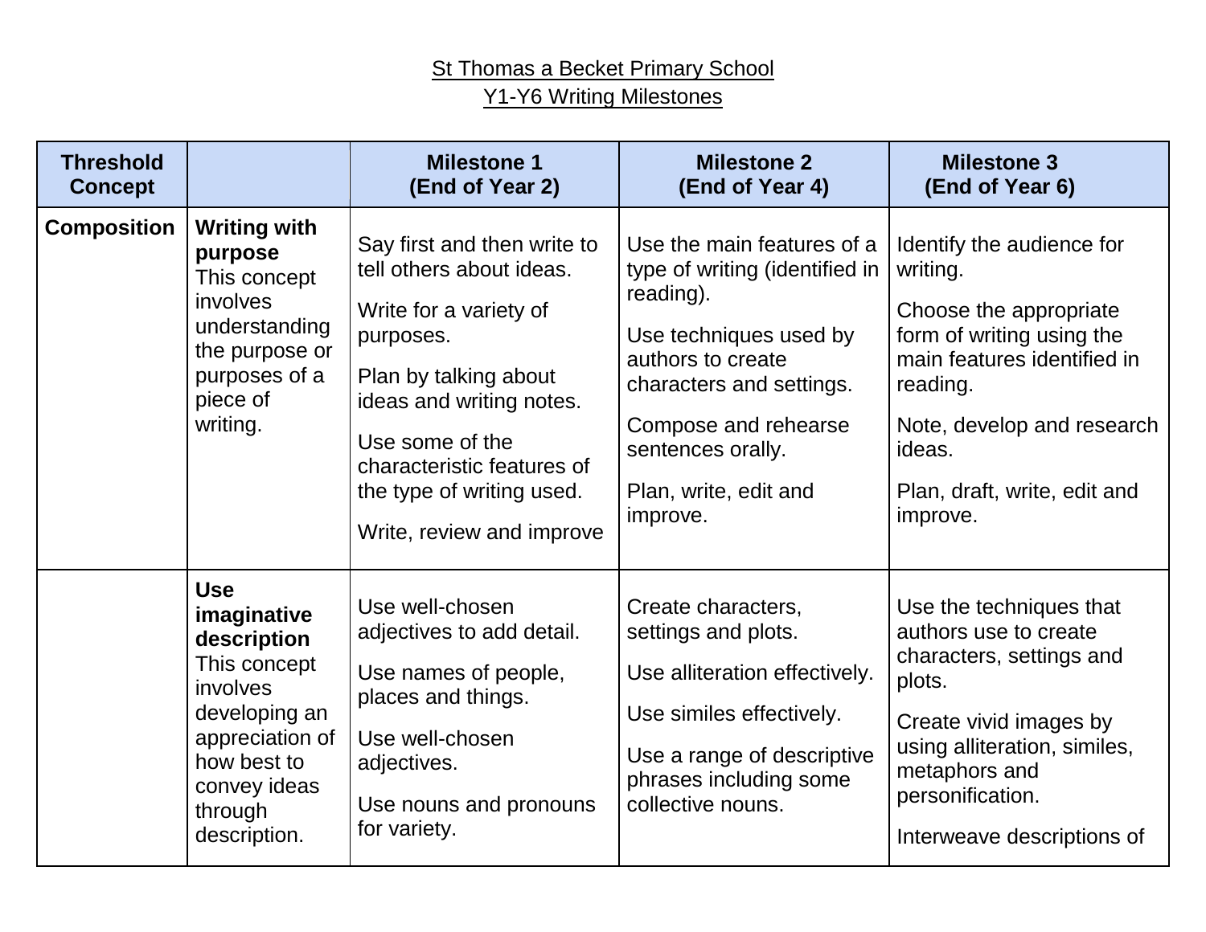St Thomas a Becket Primary School

Y1-Y6 Writing Milestones

| Threshold Concept | | Milestone 1 (End of Year 2) | Milestone 2 (End of Year 4) | Milestone 3 (End of Year 6) |
|---|---|---|---|---|
| **Composition** | **Writing with purpose** This concept involves understanding the purpose or purposes of a piece of writing. | Say first and then write to tell others about ideas.<br><br>Write for a variety of purposes.<br><br>Plan by talking about ideas and writing notes.<br><br>Use some of the characteristic features of the type of writing used.<br><br>Write, review and improve | Use the main features of a type of writing (identified in reading).<br><br>Use techniques used by authors to create characters and settings.<br><br>Compose and rehearse sentences orally.<br><br>Plan, write, edit and improve. | Identify the audience for writing.<br><br>Choose the appropriate form of writing using the main features identified in reading.<br><br>Note, develop and research ideas.<br><br>Plan, draft, write, edit and improve. |
| | **Use imaginative description** This concept involves developing an appreciation of how best to convey ideas through description. | Use well-chosen adjectives to add detail.<br><br>Use names of people, places and things.<br><br>Use well-chosen adjectives.<br><br>Use nouns and pronouns for variety. | Create characters, settings and plots.<br><br>Use alliteration effectively.<br><br>Use similes effectively.<br><br>Use a range of descriptive phrases including some collective nouns. | Use the techniques that authors use to create characters, settings and plots.<br><br>Create vivid images by using alliteration, similes, metaphors and personification.<br><br>Interweave descriptions of |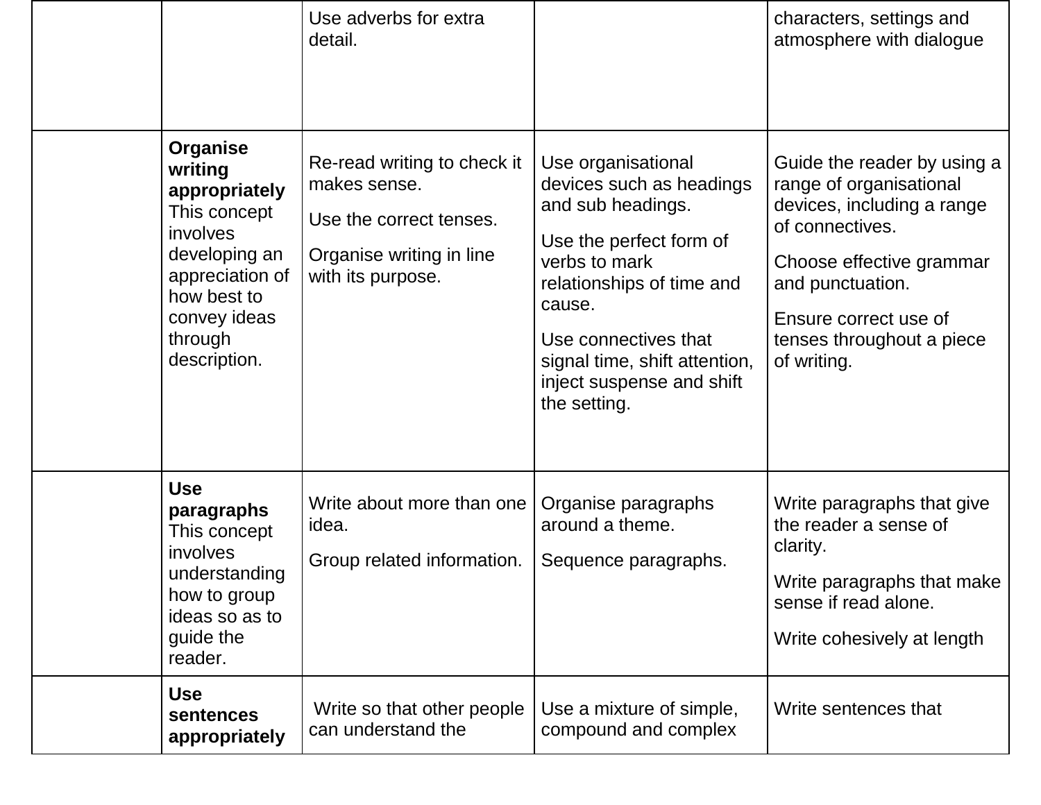|  |  |  |  |  |
|---|---|---|---|---|
|  |  | Use adverbs for extra detail. |  | characters, settings and atmosphere with dialogue |
|  | **Organise writing appropriately** This concept involves developing an appreciation of how best to convey ideas through description. | Re-read writing to check it makes sense.<br><br>Use the correct tenses.<br><br>Organise writing in line with its purpose. | Use organisational devices such as headings and sub headings.<br><br>Use the perfect form of verbs to mark relationships of time and cause.<br><br>Use connectives that signal time, shift attention, inject suspense and shift the setting. | Guide the reader by using a range of organisational devices, including a range of connectives.<br><br>Choose effective grammar and punctuation.<br><br>Ensure correct use of tenses throughout a piece of writing. |
|  | **Use paragraphs** This concept involves understanding how to group ideas so as to guide the reader. | Write about more than one idea.<br><br>Group related information. | Organise paragraphs around a theme.<br><br>Sequence paragraphs. | Write paragraphs that give the reader a sense of clarity.<br><br>Write paragraphs that make sense if read alone.<br><br>Write cohesively at length |
|  | **Use sentences appropriately** | Write so that other people can understand the | Use a mixture of simple, compound and complex | Write sentences that |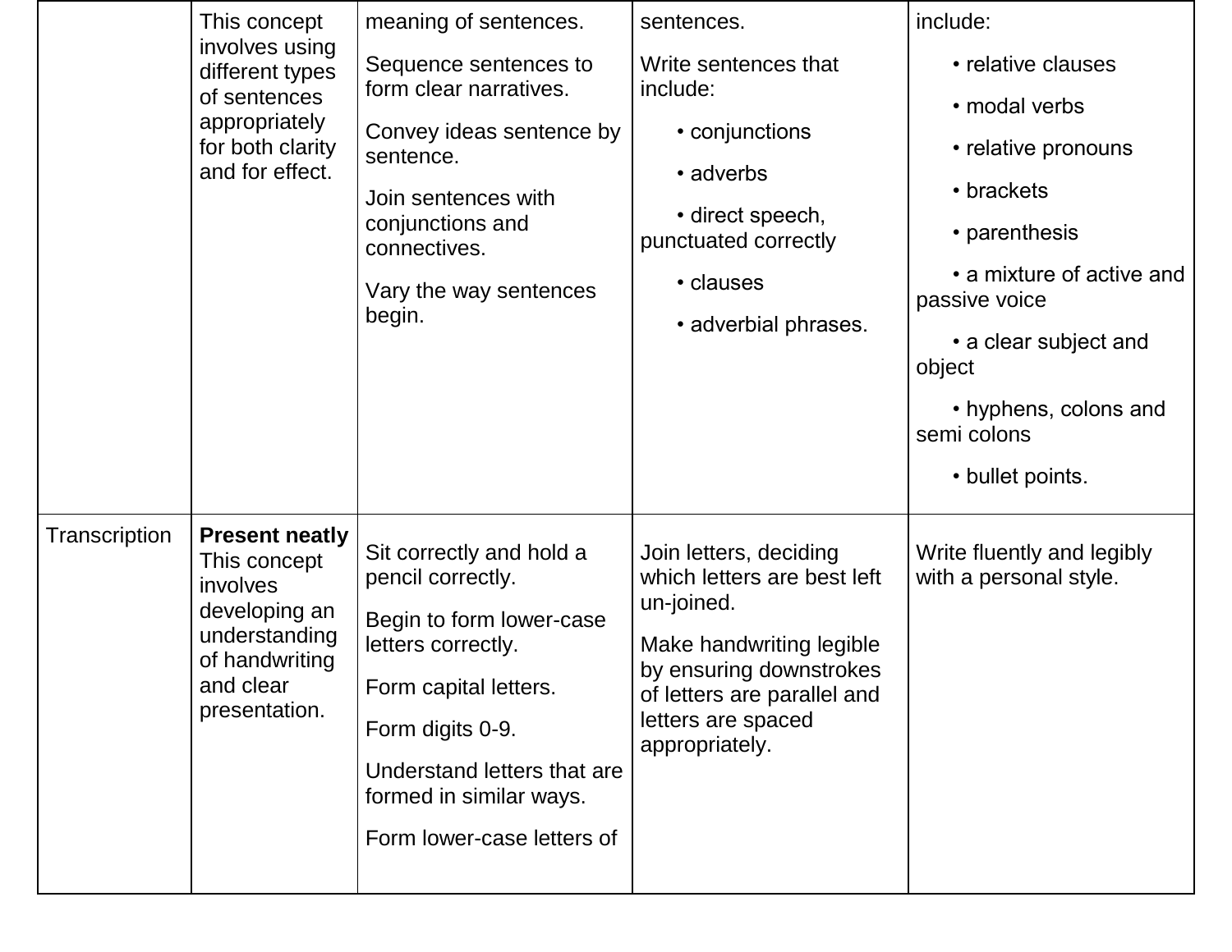| | | | | |
|---|---|---|---|---|
| | This concept involves using different types of sentences appropriately for both clarity and for effect. | meaning of sentences.<br><br>Sequence sentences to form clear narratives.<br><br>Convey ideas sentence by sentence.<br><br>Join sentences with conjunctions and connectives.<br><br>Vary the way sentences begin. | sentences.<br><br>Write sentences that include:<br><br>• conjunctions<br><br>• adverbs<br><br>• direct speech, punctuated correctly<br><br>• clauses<br><br>• adverbial phrases. | include:<br><br>• relative clauses<br><br>• modal verbs<br><br>• relative pronouns<br><br>• brackets<br><br>• parenthesis<br><br>• a mixture of active and passive voice<br><br>• a clear subject and object<br><br>• hyphens, colons and semi colons<br><br>• bullet points. |
| Transcription | **Present neatly** This concept involves developing an understanding of handwriting and clear presentation. | Sit correctly and hold a pencil correctly.<br><br>Begin to form lower-case letters correctly.<br><br>Form capital letters.<br><br>Form digits 0-9.<br><br>Understand letters that are formed in similar ways.<br><br>Form lower-case letters of | Join letters, deciding which letters are best left un-joined.<br><br>Make handwriting legible by ensuring downstrokes of letters are parallel and letters are spaced appropriately. | Write fluently and legibly with a personal style. |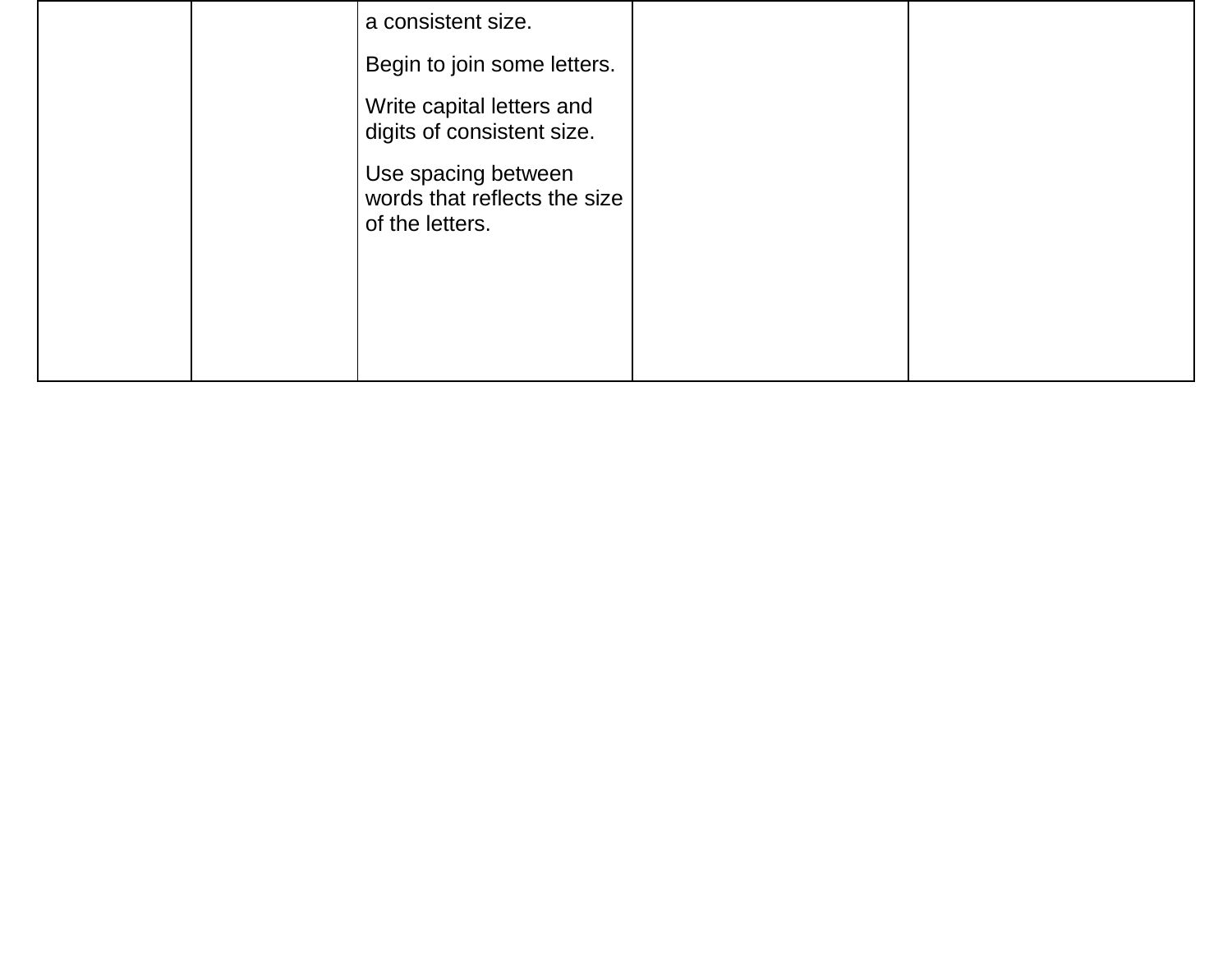| | | | | |
|---|---|---|---|---|
| | | a consistent size.<br><br>Begin to join some letters.<br><br>Write capital letters and digits of consistent size.<br><br>Use spacing between words that reflects the size of the letters. | | |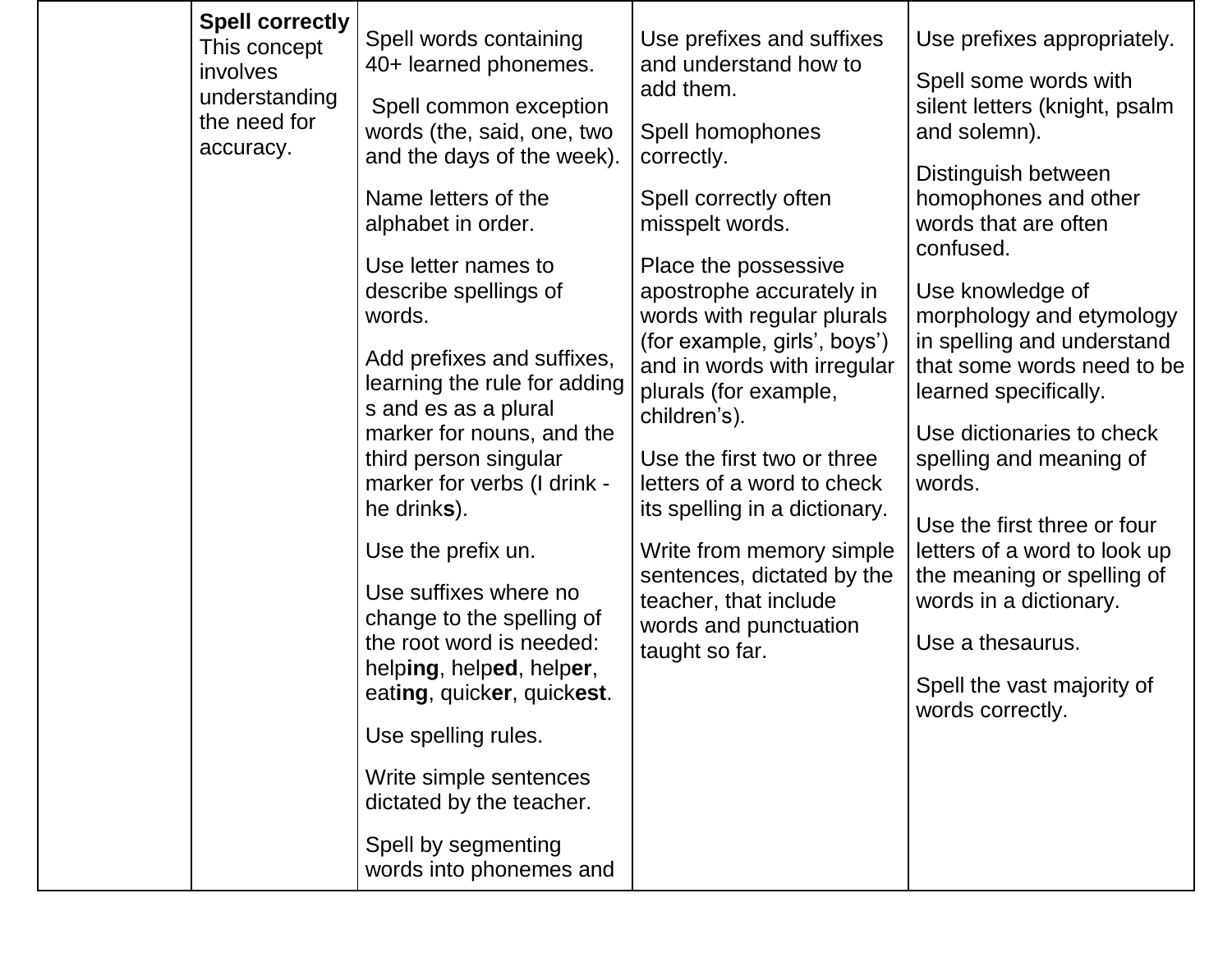| | | | | |
|---|---|---|---|---|
| | **Spell correctly** This concept involves understanding the need for accuracy. | Spell words containing 40+ learned phonemes.<br><br>Spell common exception words (the, said, one, two and the days of the week).<br><br>Name letters of the alphabet in order.<br><br>Use letter names to describe spellings of words.<br><br>Add prefixes and suffixes, learning the rule for adding s and es as a plural marker for nouns, and the third person singular marker for verbs (I drink - he drink**s**).<br><br>Use the prefix un.<br><br>Use suffixes where no change to the spelling of the root word is needed: help**ing**, help**ed**, help**er**, eat**ing**, quick**er**, quick**est**.<br><br>Use spelling rules.<br><br>Write simple sentences dictated by the teacher.<br><br>Spell by segmenting words into phonemes and | Use prefixes and suffixes and understand how to add them.<br><br>Spell homophones correctly.<br><br>Spell correctly often misspelt words.<br><br>Place the possessive apostrophe accurately in words with regular plurals (for example, girls', boys') and in words with irregular plurals (for example, children's).<br><br>Use the first two or three letters of a word to check its spelling in a dictionary.<br><br>Write from memory simple sentences, dictated by the teacher, that include words and punctuation taught so far. | Use prefixes appropriately.<br><br>Spell some words with silent letters (knight, psalm and solemn).<br><br>Distinguish between homophones and other words that are often confused.<br><br>Use knowledge of morphology and etymology in spelling and understand that some words need to be learned specifically.<br><br>Use dictionaries to check spelling and meaning of words.<br><br>Use the first three or four letters of a word to look up the meaning or spelling of words in a dictionary.<br><br>Use a thesaurus.<br><br>Spell the vast majority of words correctly. |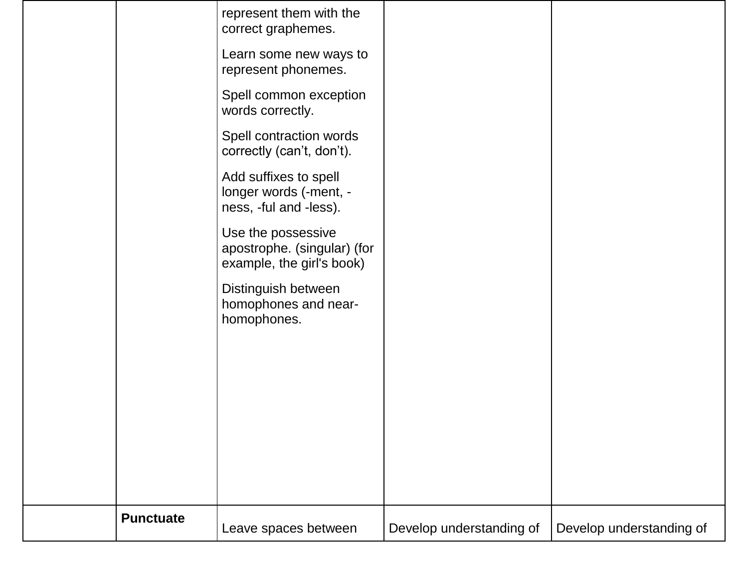| | | | | |
|---|---|---|---|---|
| | | represent them with the correct graphemes.<br><br>Learn some new ways to represent phonemes.<br><br>Spell common exception words correctly.<br><br>Spell contraction words correctly (can't, don't).<br><br>Add suffixes to spell longer words (-ment, -ness, -ful and -less).<br><br>Use the possessive apostrophe. (singular) (for example, the girl's book)<br><br>Distinguish between homophones and near-homophones. | | |
| | **Punctuate** | Leave spaces between | Develop understanding of | Develop understanding of |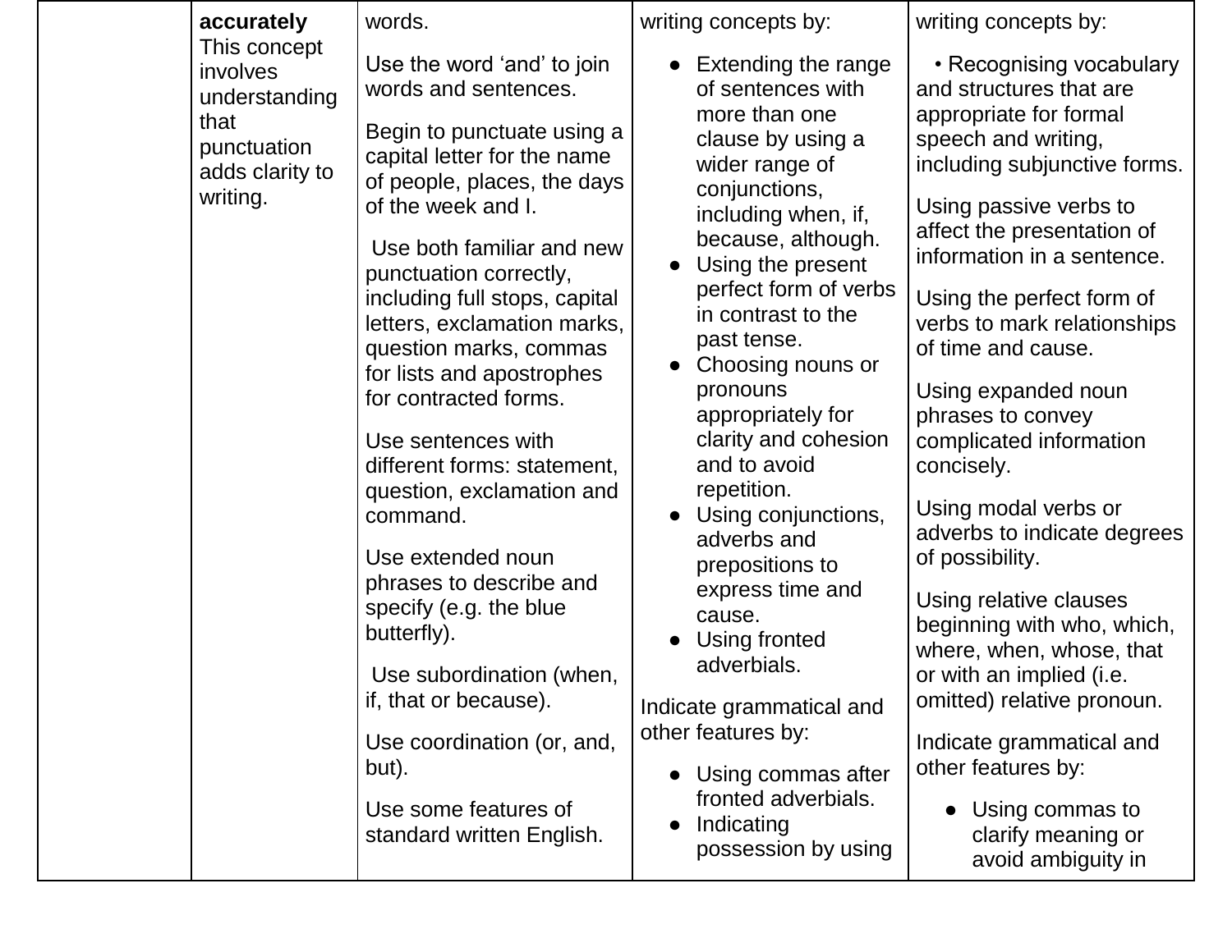| | | | | |
|---|---|---|---|---|
| | **accurately** This concept involves understanding that punctuation adds clarity to writing. | words.<br><br>Use the word 'and' to join words and sentences.<br><br>Begin to punctuate using a capital letter for the name of people, places, the days of the week and I.<br><br>Use both familiar and new punctuation correctly, including full stops, capital letters, exclamation marks, question marks, commas for lists and apostrophes for contracted forms.<br><br>Use sentences with different forms: statement, question, exclamation and command.<br><br>Use extended noun phrases to describe and specify (e.g. the blue butterfly).<br><br>Use subordination (when, if, that or because).<br><br>Use coordination (or, and, but).<br><br>Use some features of standard written English. | writing concepts by:<br><br>● Extending the range of sentences with more than one clause by using a wider range of conjunctions, including when, if, because, although.<br>● Using the present perfect form of verbs in contrast to the past tense.<br>● Choosing nouns or pronouns appropriately for clarity and cohesion and to avoid repetition.<br>● Using conjunctions, adverbs and prepositions to express time and cause.<br>● Using fronted adverbials.<br><br>Indicate grammatical and other features by:<br><br>● Using commas after fronted adverbials.<br>● Indicating possession by using | writing concepts by:<br><br>• Recognising vocabulary and structures that are appropriate for formal speech and writing, including subjunctive forms.<br><br>Using passive verbs to affect the presentation of information in a sentence.<br><br>Using the perfect form of verbs to mark relationships of time and cause.<br><br>Using expanded noun phrases to convey complicated information concisely.<br><br>Using modal verbs or adverbs to indicate degrees of possibility.<br><br>Using relative clauses beginning with who, which, where, when, whose, that or with an implied (i.e. omitted) relative pronoun.<br><br>Indicate grammatical and other features by:<br><br>● Using commas to clarify meaning or avoid ambiguity in |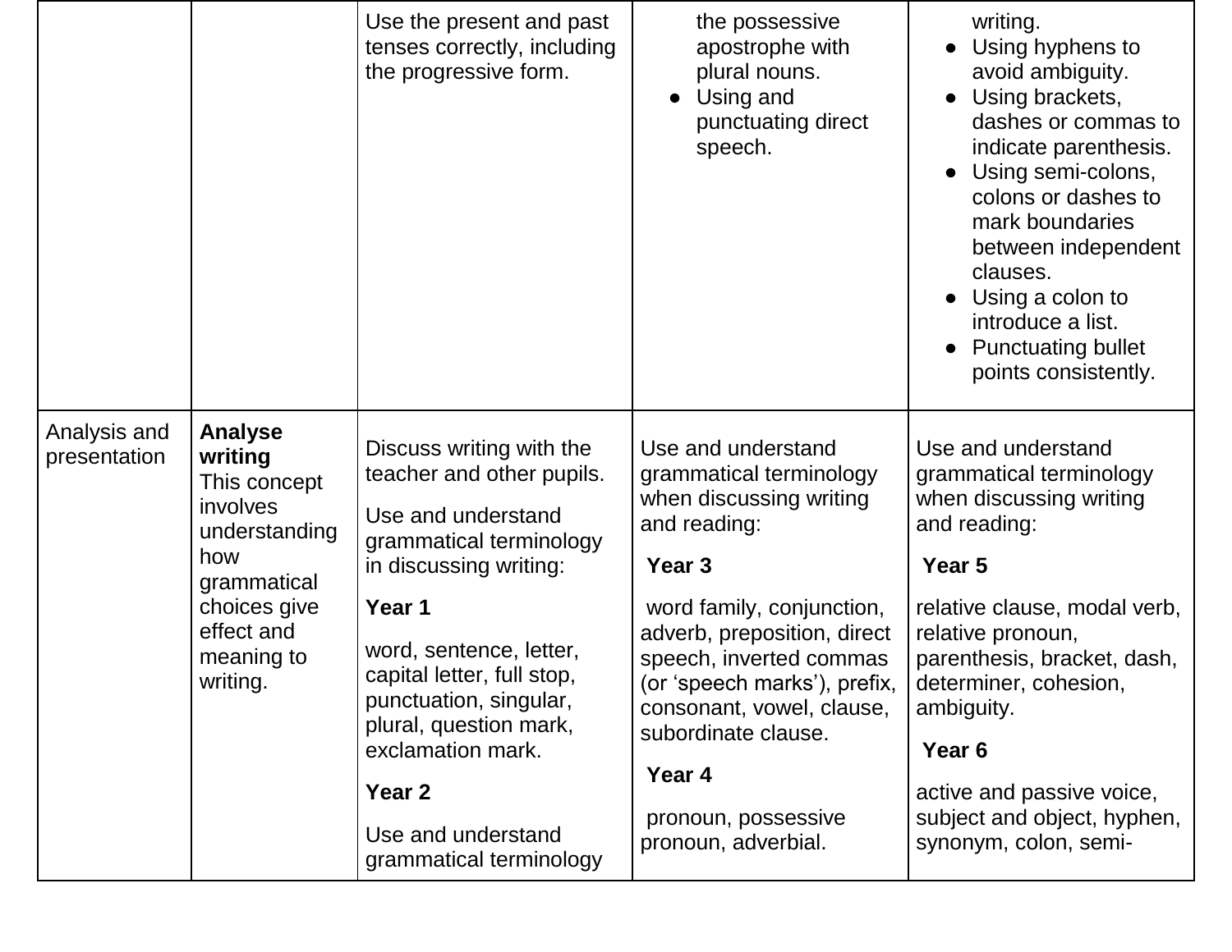| | | | | |
|---|---|---|---|---|
| | | Use the present and past tenses correctly, including the progressive form. | the possessive apostrophe with plural nouns.<br>● Using and punctuating direct speech. | writing.<br>● Using hyphens to avoid ambiguity.<br>● Using brackets, dashes or commas to indicate parenthesis.<br>● Using semi-colons, colons or dashes to mark boundaries between independent clauses.<br>● Using a colon to introduce a list.<br>● Punctuating bullet points consistently. |
| Analysis and presentation | **Analyse writing**<br>This concept involves understanding how grammatical choices give effect and meaning to writing. | Discuss writing with the teacher and other pupils.<br><br>Use and understand grammatical terminology in discussing writing:<br><br>**Year 1**<br><br>word, sentence, letter, capital letter, full stop, punctuation, singular, plural, question mark, exclamation mark.<br><br>**Year 2**<br><br>Use and understand grammatical terminology | Use and understand grammatical terminology when discussing writing and reading:<br><br>**Year 3**<br><br>word family, conjunction, adverb, preposition, direct speech, inverted commas (or 'speech marks'), prefix, consonant, vowel, clause, subordinate clause.<br><br>**Year 4**<br><br>pronoun, possessive pronoun, adverbial. | Use and understand grammatical terminology when discussing writing and reading:<br><br>**Year 5**<br><br>relative clause, modal verb, relative pronoun, parenthesis, bracket, dash, determiner, cohesion, ambiguity.<br><br>**Year 6**<br><br>active and passive voice, subject and object, hyphen, synonym, colon, semi- |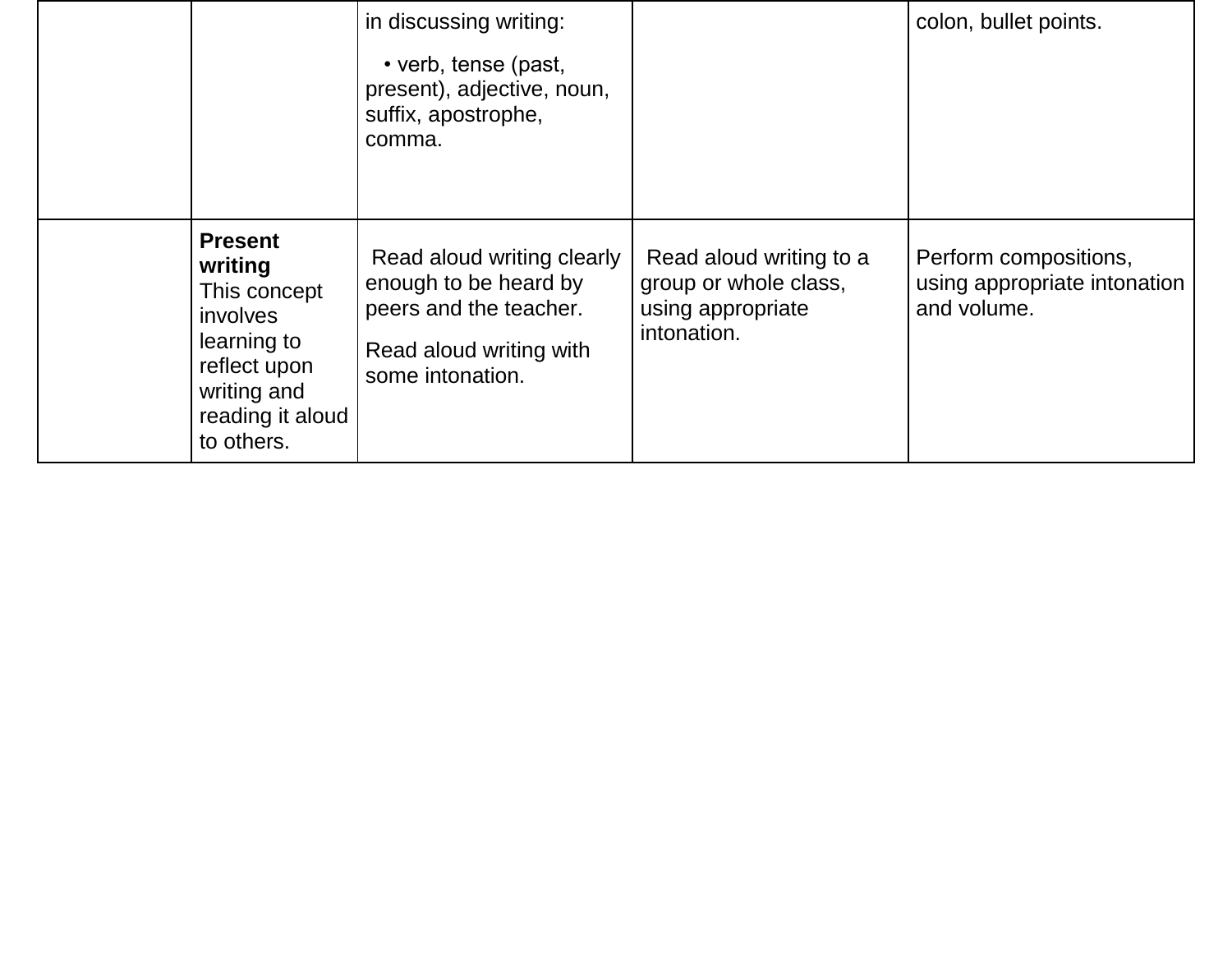| | | | | |
|---|---|---|---|---|
| | | in discussing writing:<br>• verb, tense (past, present), adjective, noun, suffix, apostrophe, comma. | | colon, bullet points. |
| | **Present writing**<br>This concept involves learning to reflect upon writing and reading it aloud to others. | Read aloud writing clearly enough to be heard by peers and the teacher.<br>Read aloud writing with some intonation. | Read aloud writing to a group or whole class, using appropriate intonation. | Perform compositions, using appropriate intonation and volume. |